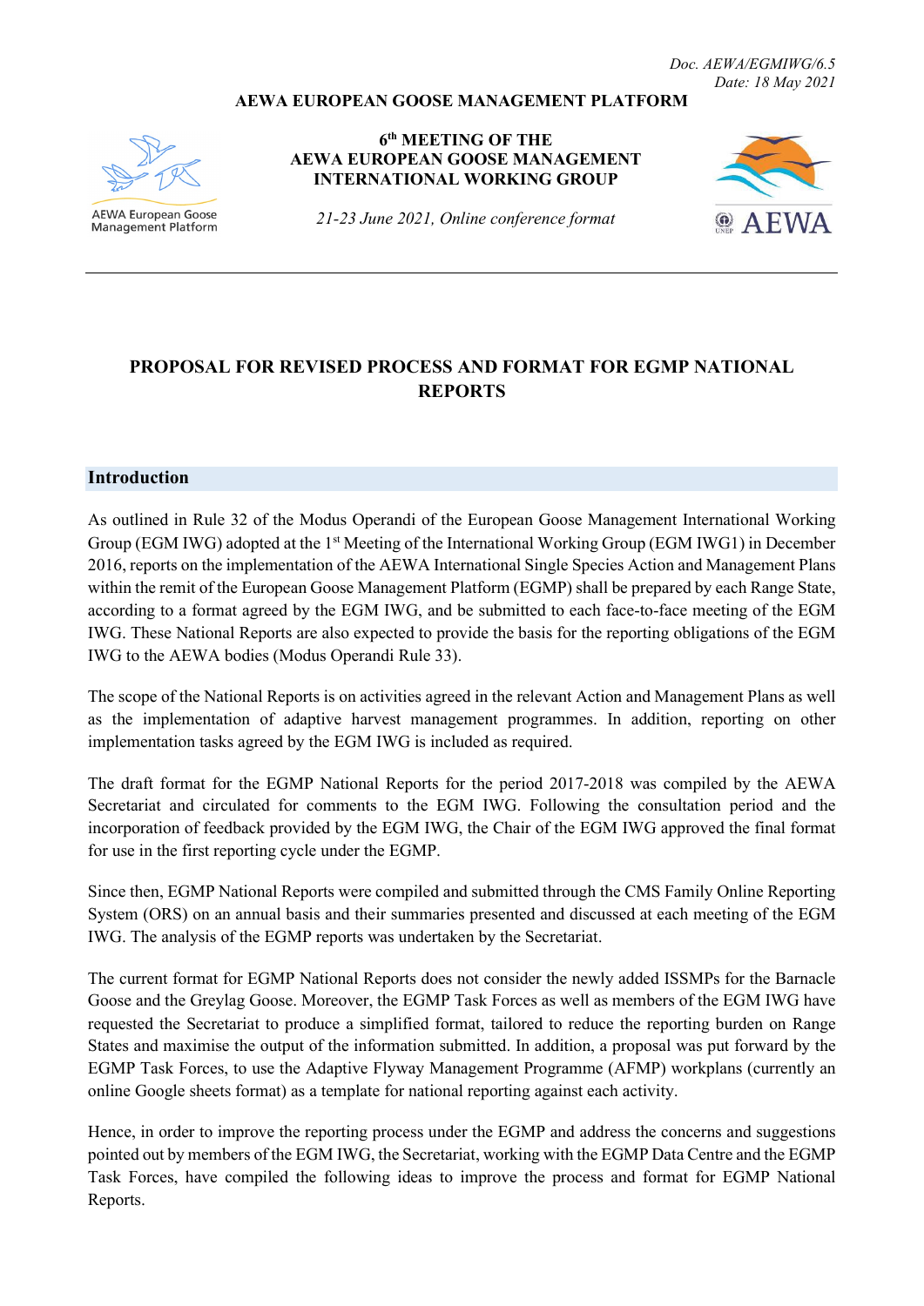Doc. AEWA/EGMIWG/6.5
Date: 18 May 2021

**AEWA EUROPEAN GOOSE MANAGEMENT PLATFORM**

AEWA European Goose Management Platform

**6th MEETING OF THE AEWA EUROPEAN GOOSE MANAGEMENT INTERNATIONAL WORKING GROUP**

*21-23 June 2021, Online conference format*

AEWA

---

# PROPOSAL FOR REVISED PROCESS AND FORMAT FOR EGMP NATIONAL REPORTS

## Introduction

As outlined in Rule 32 of the Modus Operandi of the European Goose Management International Working Group (EGM IWG) adopted at the 1st Meeting of the International Working Group (EGM IWG1) in December 2016, reports on the implementation of the AEWA International Single Species Action and Management Plans within the remit of the European Goose Management Platform (EGMP) shall be prepared by each Range State, according to a format agreed by the EGM IWG, and be submitted to each face-to-face meeting of the EGM IWG. These National Reports are also expected to provide the basis for the reporting obligations of the EGM IWG to the AEWA bodies (Modus Operandi Rule 33).

The scope of the National Reports is on activities agreed in the relevant Action and Management Plans as well as the implementation of adaptive harvest management programmes. In addition, reporting on other implementation tasks agreed by the EGM IWG is included as required.

The draft format for the EGMP National Reports for the period 2017-2018 was compiled by the AEWA Secretariat and circulated for comments to the EGM IWG. Following the consultation period and the incorporation of feedback provided by the EGM IWG, the Chair of the EGM IWG approved the final format for use in the first reporting cycle under the EGMP.

Since then, EGMP National Reports were compiled and submitted through the CMS Family Online Reporting System (ORS) on an annual basis and their summaries presented and discussed at each meeting of the EGM IWG. The analysis of the EGMP reports was undertaken by the Secretariat.

The current format for EGMP National Reports does not consider the newly added ISSMPs for the Barnacle Goose and the Greylag Goose. Moreover, the EGMP Task Forces as well as members of the EGM IWG have requested the Secretariat to produce a simplified format, tailored to reduce the reporting burden on Range States and maximise the output of the information submitted. In addition, a proposal was put forward by the EGMP Task Forces, to use the Adaptive Flyway Management Programme (AFMP) workplans (currently an online Google sheets format) as a template for national reporting against each activity.

Hence, in order to improve the reporting process under the EGMP and address the concerns and suggestions pointed out by members of the EGM IWG, the Secretariat, working with the EGMP Data Centre and the EGMP Task Forces, have compiled the following ideas to improve the process and format for EGMP National Reports.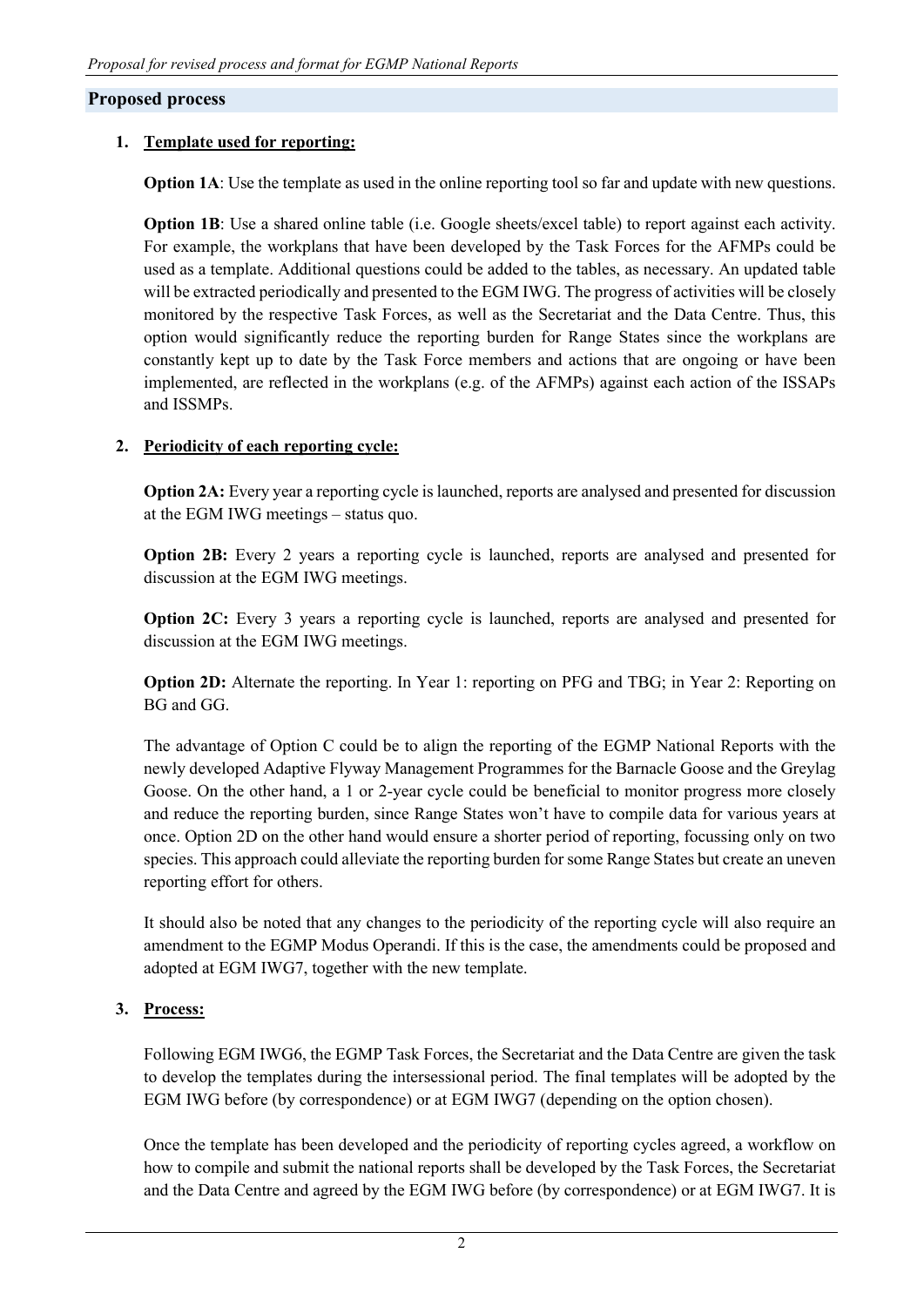## Proposed process

1. **Template used for reporting:**

   **Option 1A**: Use the template as used in the online reporting tool so far and update with new questions.

   **Option 1B**: Use a shared online table (i.e. Google sheets/excel table) to report against each activity. For example, the workplans that have been developed by the Task Forces for the AFMPs could be used as a template. Additional questions could be added to the tables, as necessary. An updated table will be extracted periodically and presented to the EGM IWG. The progress of activities will be closely monitored by the respective Task Forces, as well as the Secretariat and the Data Centre. Thus, this option would significantly reduce the reporting burden for Range States since the workplans are constantly kept up to date by the Task Force members and actions that are ongoing or have been implemented, are reflected in the workplans (e.g. of the AFMPs) against each action of the ISSAPs and ISSMPs.

2. **Periodicity of each reporting cycle:**

   **Option 2A:** Every year a reporting cycle is launched, reports are analysed and presented for discussion at the EGM IWG meetings – status quo.

   **Option 2B:** Every 2 years a reporting cycle is launched, reports are analysed and presented for discussion at the EGM IWG meetings.

   **Option 2C:** Every 3 years a reporting cycle is launched, reports are analysed and presented for discussion at the EGM IWG meetings.

   **Option 2D:** Alternate the reporting. In Year 1: reporting on PFG and TBG; in Year 2: Reporting on BG and GG.

   The advantage of Option C could be to align the reporting of the EGMP National Reports with the newly developed Adaptive Flyway Management Programmes for the Barnacle Goose and the Greylag Goose. On the other hand, a 1 or 2-year cycle could be beneficial to monitor progress more closely and reduce the reporting burden, since Range States won't have to compile data for various years at once. Option 2D on the other hand would ensure a shorter period of reporting, focussing only on two species. This approach could alleviate the reporting burden for some Range States but create an uneven reporting effort for others.

   It should also be noted that any changes to the periodicity of the reporting cycle will also require an amendment to the EGMP Modus Operandi. If this is the case, the amendments could be proposed and adopted at EGM IWG7, together with the new template.

3. **Process:**

   Following EGM IWG6, the EGMP Task Forces, the Secretariat and the Data Centre are given the task to develop the templates during the intersessional period. The final templates will be adopted by the EGM IWG before (by correspondence) or at EGM IWG7 (depending on the option chosen).

   Once the template has been developed and the periodicity of reporting cycles agreed, a workflow on how to compile and submit the national reports shall be developed by the Task Forces, the Secretariat and the Data Centre and agreed by the EGM IWG before (by correspondence) or at EGM IWG7. It is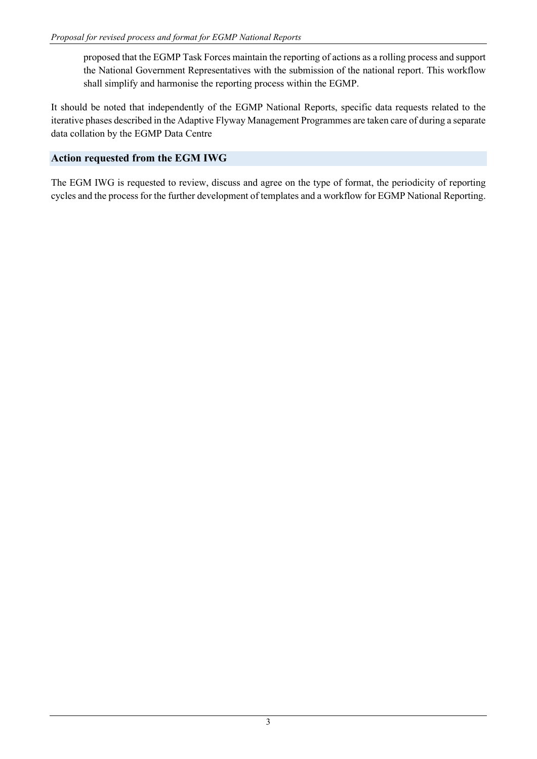proposed that the EGMP Task Forces maintain the reporting of actions as a rolling process and support the National Government Representatives with the submission of the national report. This workflow shall simplify and harmonise the reporting process within the EGMP.

It should be noted that independently of the EGMP National Reports, specific data requests related to the iterative phases described in the Adaptive Flyway Management Programmes are taken care of during a separate data collation by the EGMP Data Centre

## Action requested from the EGM IWG

The EGM IWG is requested to review, discuss and agree on the type of format, the periodicity of reporting cycles and the process for the further development of templates and a workflow for EGMP National Reporting.